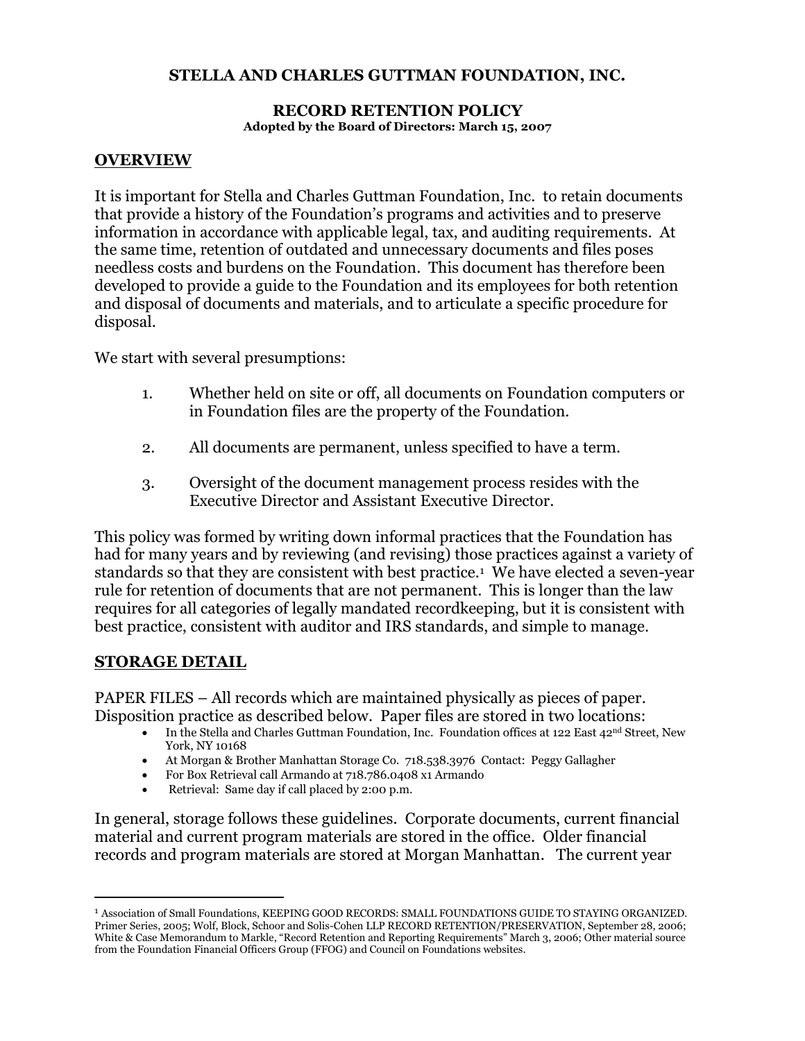# STELLA AND CHARLES GUTTMAN FOUNDATION, INC.

## RECORD RETENTION POLICY

**Adopted by the Board of Directors: March 15, 2007**

## OVERVIEW

It is important for Stella and Charles Guttman Foundation, Inc. to retain documents that provide a history of the Foundation's programs and activities and to preserve information in accordance with applicable legal, tax, and auditing requirements. At the same time, retention of outdated and unnecessary documents and files poses needless costs and burdens on the Foundation. This document has therefore been developed to provide a guide to the Foundation and its employees for both retention and disposal of documents and materials, and to articulate a specific procedure for disposal.

We start with several presumptions:

1. Whether held on site or off, all documents on Foundation computers or in Foundation files are the property of the Foundation.
2. All documents are permanent, unless specified to have a term.
3. Oversight of the document management process resides with the Executive Director and Assistant Executive Director.

This policy was formed by writing down informal practices that the Foundation has had for many years and by reviewing (and revising) those practices against a variety of standards so that they are consistent with best practice.[1] We have elected a seven-year rule for retention of documents that are not permanent. This is longer than the law requires for all categories of legally mandated recordkeeping, but it is consistent with best practice, consistent with auditor and IRS standards, and simple to manage.

## STORAGE DETAIL

PAPER FILES – All records which are maintained physically as pieces of paper. Disposition practice as described below. Paper files are stored in two locations:

- In the Stella and Charles Guttman Foundation, Inc. Foundation offices at 122 East 42nd Street, New York, NY 10168
- At Morgan & Brother Manhattan Storage Co. 718.538.3976 Contact: Peggy Gallagher
- For Box Retrieval call Armando at 718.786.0408 x1 Armando
- Retrieval: Same day if call placed by 2:00 p.m.

In general, storage follows these guidelines. Corporate documents, current financial material and current program materials are stored in the office. Older financial records and program materials are stored at Morgan Manhattan. The current year

---

[1] Association of Small Foundations, KEEPING GOOD RECORDS: SMALL FOUNDATIONS GUIDE TO STAYING ORGANIZED. Primer Series, 2005; Wolf, Block, Schoor and Solis-Cohen LLP RECORD RETENTION/PRESERVATION, September 28, 2006; White & Case Memorandum to Markle, "Record Retention and Reporting Requirements" March 3, 2006; Other material source from the Foundation Financial Officers Group (FFOG) and Council on Foundations websites.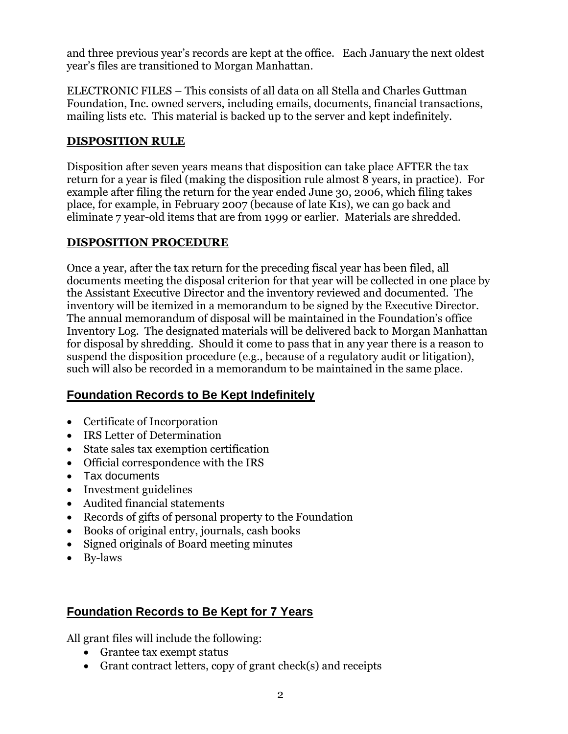and three previous year's records are kept at the office. Each January the next oldest year's files are transitioned to Morgan Manhattan.

ELECTRONIC FILES – This consists of all data on all Stella and Charles Guttman Foundation, Inc. owned servers, including emails, documents, financial transactions, mailing lists etc. This material is backed up to the server and kept indefinitely.

## DISPOSITION RULE

Disposition after seven years means that disposition can take place AFTER the tax return for a year is filed (making the disposition rule almost 8 years, in practice). For example after filing the return for the year ended June 30, 2006, which filing takes place, for example, in February 2007 (because of late K1s), we can go back and eliminate 7 year-old items that are from 1999 or earlier. Materials are shredded.

## DISPOSITION PROCEDURE

Once a year, after the tax return for the preceding fiscal year has been filed, all documents meeting the disposal criterion for that year will be collected in one place by the Assistant Executive Director and the inventory reviewed and documented. The inventory will be itemized in a memorandum to be signed by the Executive Director. The annual memorandum of disposal will be maintained in the Foundation's office Inventory Log. The designated materials will be delivered back to Morgan Manhattan for disposal by shredding. Should it come to pass that in any year there is a reason to suspend the disposition procedure (e.g., because of a regulatory audit or litigation), such will also be recorded in a memorandum to be maintained in the same place.

## Foundation Records to Be Kept Indefinitely

- Certificate of Incorporation
- IRS Letter of Determination
- State sales tax exemption certification
- Official correspondence with the IRS
- Tax documents
- Investment guidelines
- Audited financial statements
- Records of gifts of personal property to the Foundation
- Books of original entry, journals, cash books
- Signed originals of Board meeting minutes
- By-laws

## Foundation Records to Be Kept for 7 Years

All grant files will include the following:

- Grantee tax exempt status
- Grant contract letters, copy of grant check(s) and receipts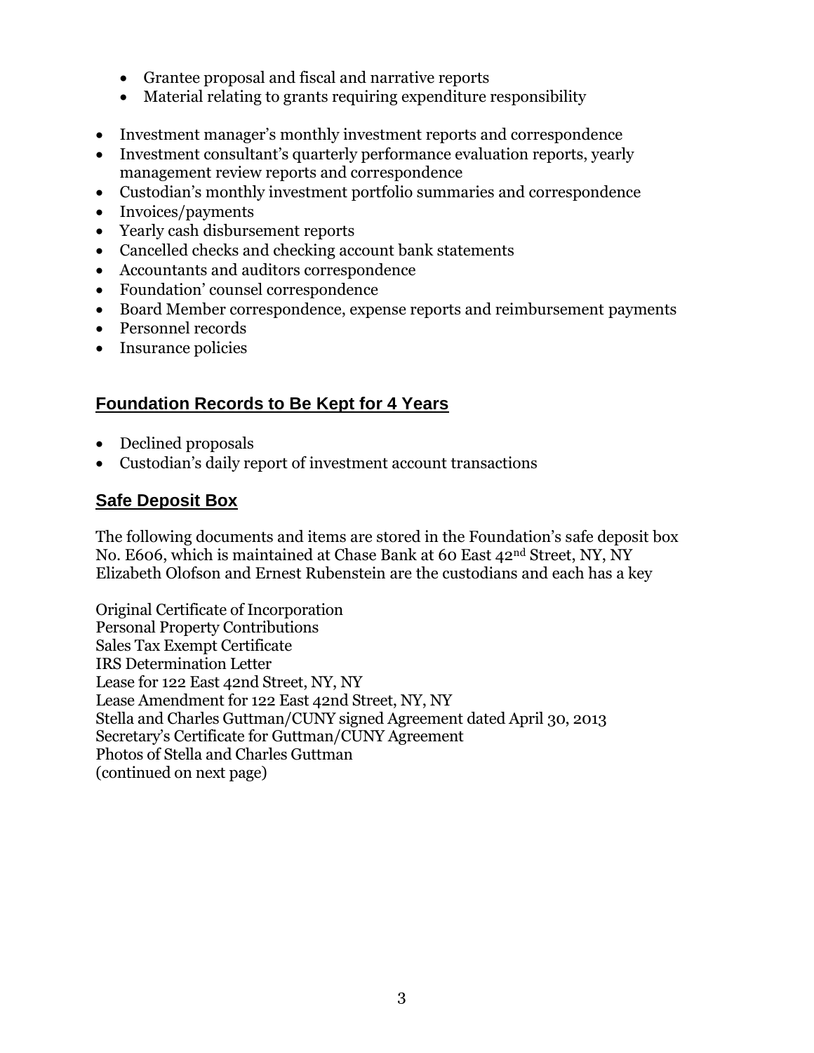- Grantee proposal and fiscal and narrative reports
  - Material relating to grants requiring expenditure responsibility

- Investment manager's monthly investment reports and correspondence
- Investment consultant's quarterly performance evaluation reports, yearly management review reports and correspondence
- Custodian's monthly investment portfolio summaries and correspondence
- Invoices/payments
- Yearly cash disbursement reports
- Cancelled checks and checking account bank statements
- Accountants and auditors correspondence
- Foundation' counsel correspondence
- Board Member correspondence, expense reports and reimbursement payments
- Personnel records
- Insurance policies

## Foundation Records to Be Kept for 4 Years

- Declined proposals
- Custodian's daily report of investment account transactions

## Safe Deposit Box

The following documents and items are stored in the Foundation's safe deposit box No. E606, which is maintained at Chase Bank at 60 East 42nd Street, NY, NY Elizabeth Olofson and Ernest Rubenstein are the custodians and each has a key

Original Certificate of Incorporation
Personal Property Contributions
Sales Tax Exempt Certificate
IRS Determination Letter
Lease for 122 East 42nd Street, NY, NY
Lease Amendment for 122 East 42nd Street, NY, NY
Stella and Charles Guttman/CUNY signed Agreement dated April 30, 2013
Secretary's Certificate for Guttman/CUNY Agreement
Photos of Stella and Charles Guttman
(continued on next page)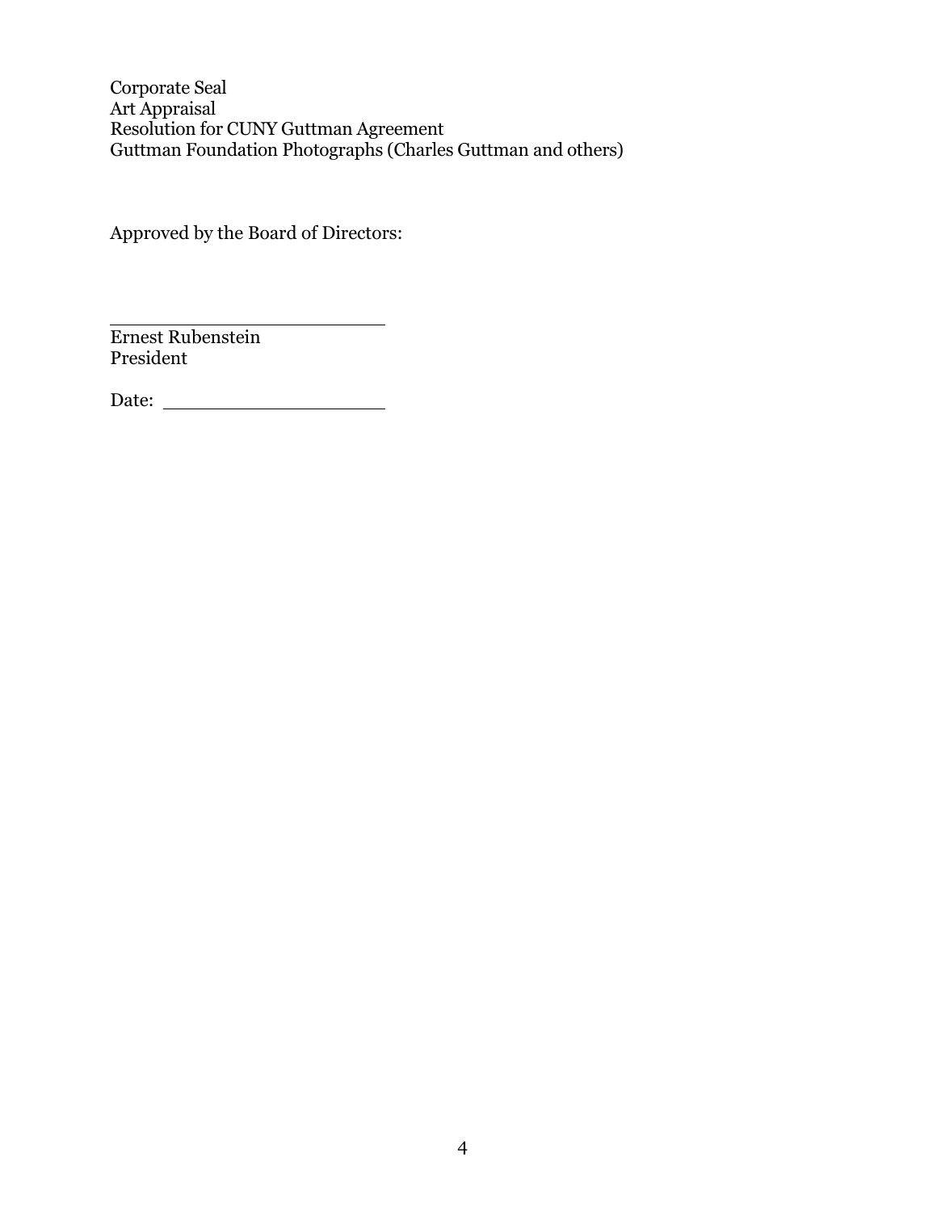Corporate Seal
Art Appraisal
Resolution for CUNY Guttman Agreement
Guttman Foundation Photographs (Charles Guttman and others)

Approved by the Board of Directors:

\_\_\_\_\_\_\_\_\_\_\_\_\_\_\_\_\_\_\_\_\_\_\_\_\_\_\_\_

Ernest Rubenstein
President

Date: \_\_\_\_\_\_\_\_\_\_\_\_\_\_\_\_\_\_\_\_\_\_